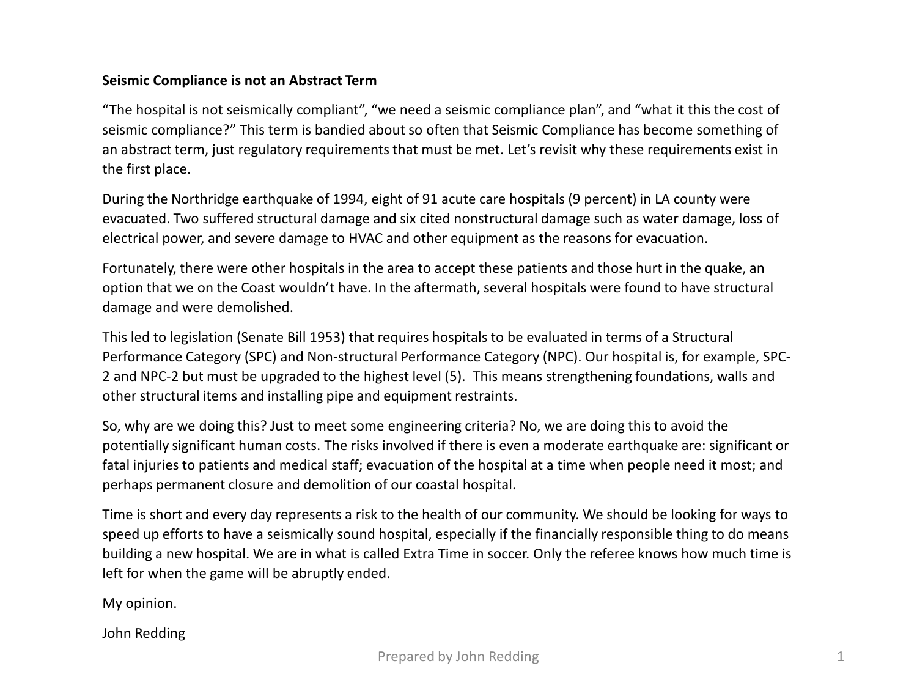**Seismic Compliance is not an Abstract Term**

"The hospital is not seismically compliant", "we need a seismic compliance plan", and "what it this the cost of seismic compliance?" This term is bandied about so often that Seismic Compliance has become something of an abstract term, just regulatory requirements that must be met. Let's revisit why these requirements exist in the first place.

During the Northridge earthquake of 1994, eight of 91 acute care hospitals (9 percent) in LA county were evacuated. Two suffered structural damage and six cited nonstructural damage such as water damage, loss of electrical power, and severe damage to HVAC and other equipment as the reasons for evacuation.

Fortunately, there were other hospitals in the area to accept these patients and those hurt in the quake, an option that we on the Coast wouldn't have. In the aftermath, several hospitals were found to have structural damage and were demolished.

This led to legislation (Senate Bill 1953) that requires hospitals to be evaluated in terms of a Structural Performance Category (SPC) and Non-structural Performance Category (NPC). Our hospital is, for example, SPC-2 and NPC-2 but must be upgraded to the highest level (5). This means strengthening foundations, walls and other structural items and installing pipe and equipment restraints.

So, why are we doing this? Just to meet some engineering criteria? No, we are doing this to avoid the potentially significant human costs. The risks involved if there is even a moderate earthquake are: significant or fatal injuries to patients and medical staff; evacuation of the hospital at a time when people need it most; and perhaps permanent closure and demolition of our coastal hospital.

Time is short and every day represents a risk to the health of our community. We should be looking for ways to speed up efforts to have a seismically sound hospital, especially if the financially responsible thing to do means building a new hospital. We are in what is called Extra Time in soccer. Only the referee knows how much time is left for when the game will be abruptly ended.

My opinion.

John Redding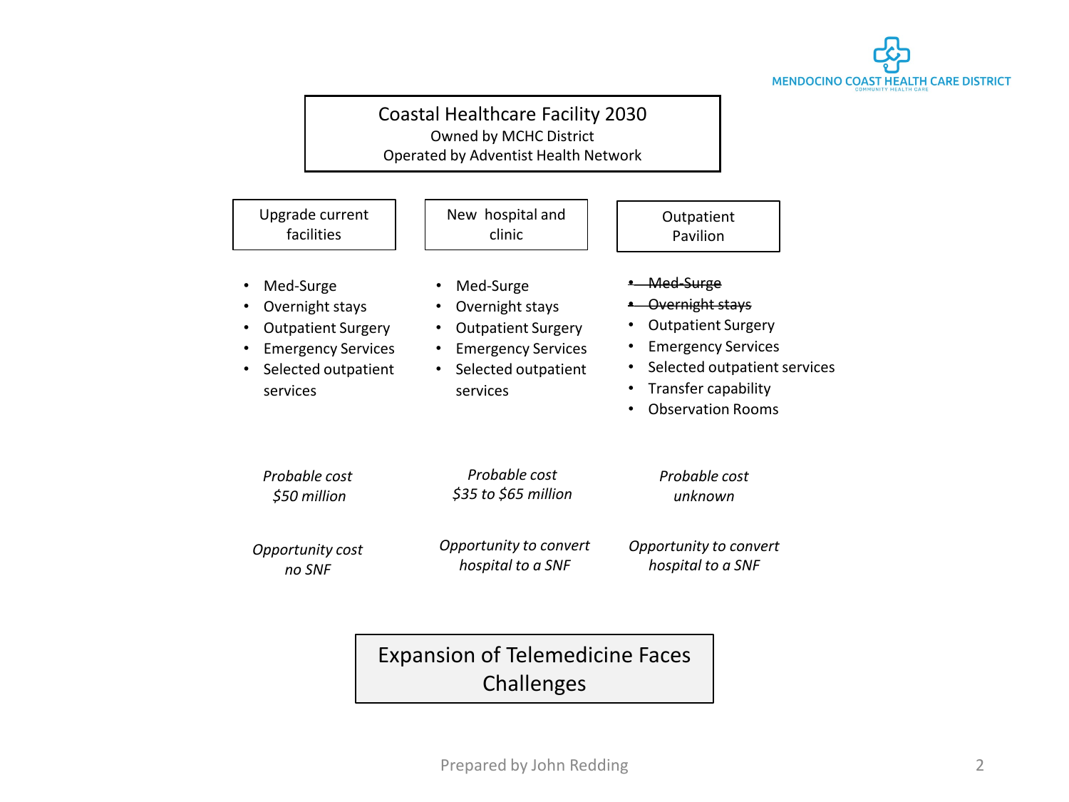# Coastal Healthcare Facility 2030

Owned by MCHC District
Operated by Adventist Health Network

## Upgrade current facilities

- Med-Surge
- Overnight stays
- Outpatient Surgery
- Emergency Services
- Selected outpatient services

*Probable cost*
*$50 million*

*Opportunity cost*
*no SNF*

## New hospital and clinic

- Med-Surge
- Overnight stays
- Outpatient Surgery
- Emergency Services
- Selected outpatient services

*Probable cost*
*$35 to $65 million*

*Opportunity to convert*
*hospital to a SNF*

## Outpatient Pavilion

- ~~Med-Surge~~
- ~~Overnight stays~~
- Outpatient Surgery
- Emergency Services
- Selected outpatient services
- Transfer capability
- Observation Rooms

*Probable cost*
*unknown*

*Opportunity to convert*
*hospital to a SNF*

## Expansion of Telemedicine Faces Challenges

Prepared by John Redding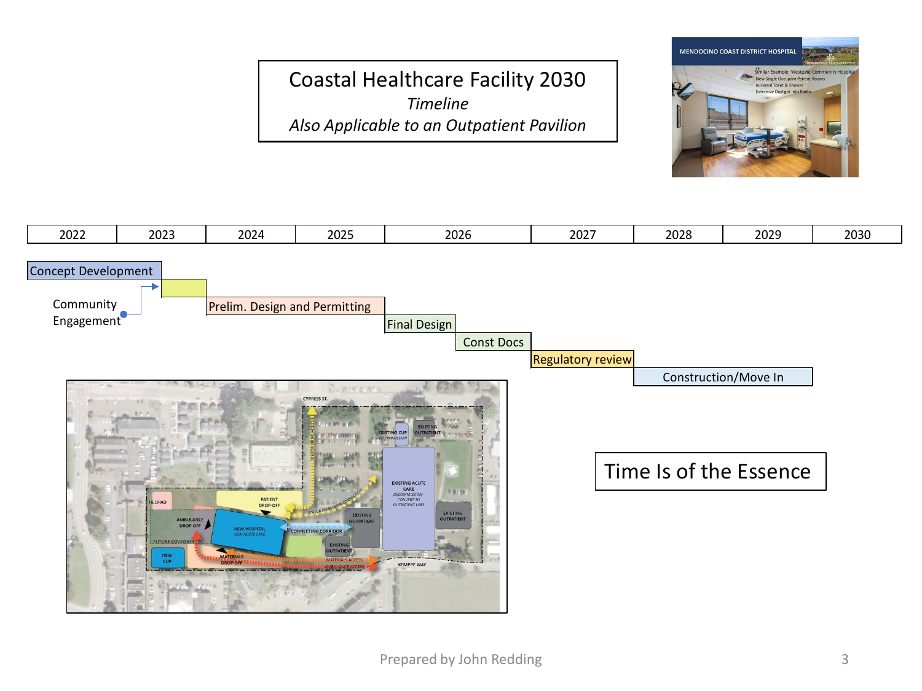# Coastal Healthcare Facility 2030

*Timeline*

*Also Applicable to an Outpatient Pavilion*

| 2022 | 2023 | 2024 | 2025 | 2026 | 2027 | 2028 | 2029 | 2030 |
|---|---|---|---|---|---|---|---|---|

- Concept Development
- Community Engagement
- Prelim. Design and Permitting
- Final Design
- Const Docs
- Regulatory review
- Construction/Move In

## Time Is of the Essence

Prepared by John Redding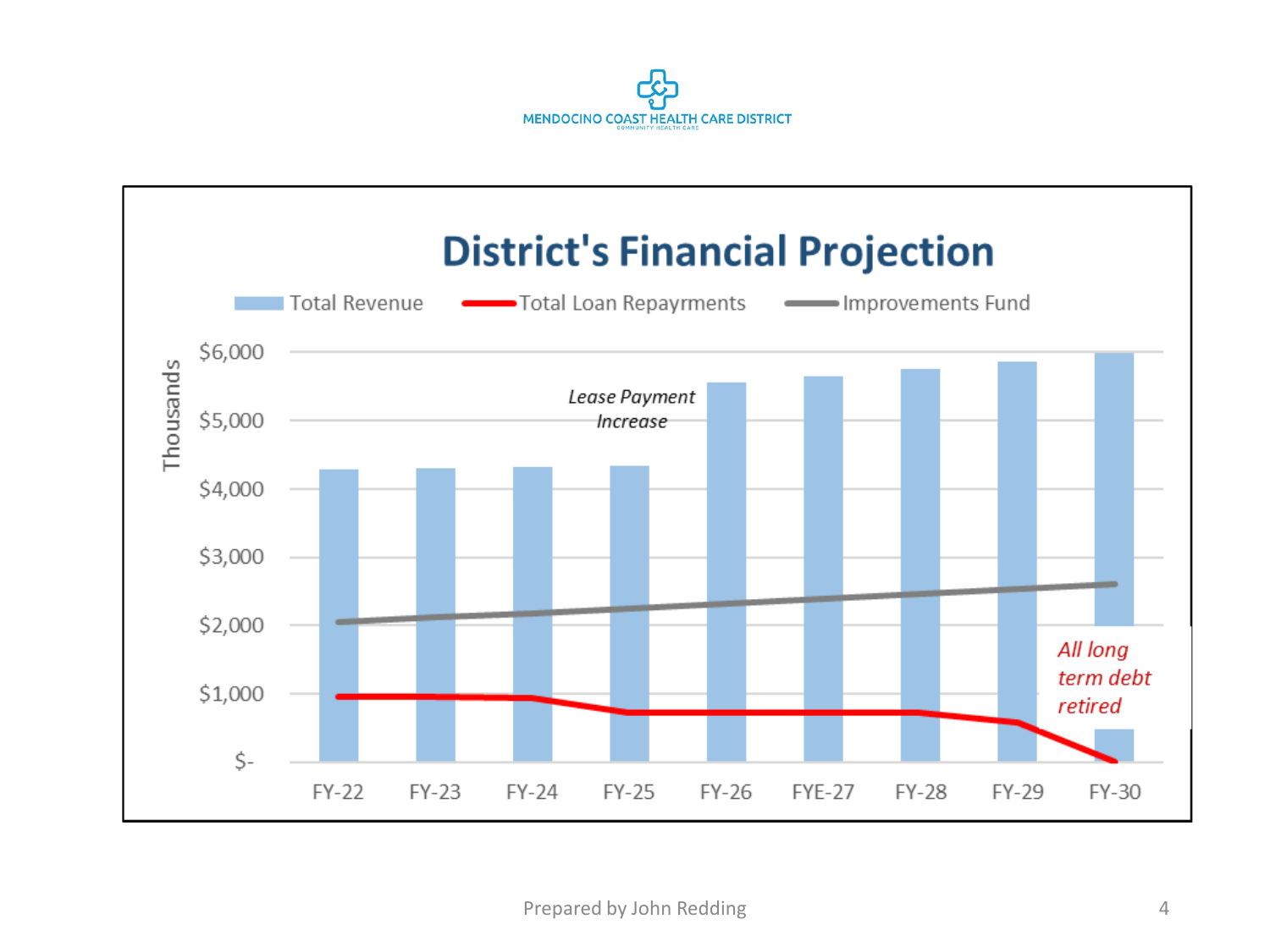MENDOCINO COAST HEALTH CARE DISTRICT

# District's Financial Projection

Total Revenue | Total Loan Repayrments | Improvements Fund

Thousands

$6,000
$5,000
$4,000
$3,000
$2,000
$1,000
$-

*Lease Payment Increase*

*All long term debt retired*

FY-22 FY-23 FY-24 FY-25 FY-26 FYE-27 FY-28 FY-29 FY-30

Prepared by John Redding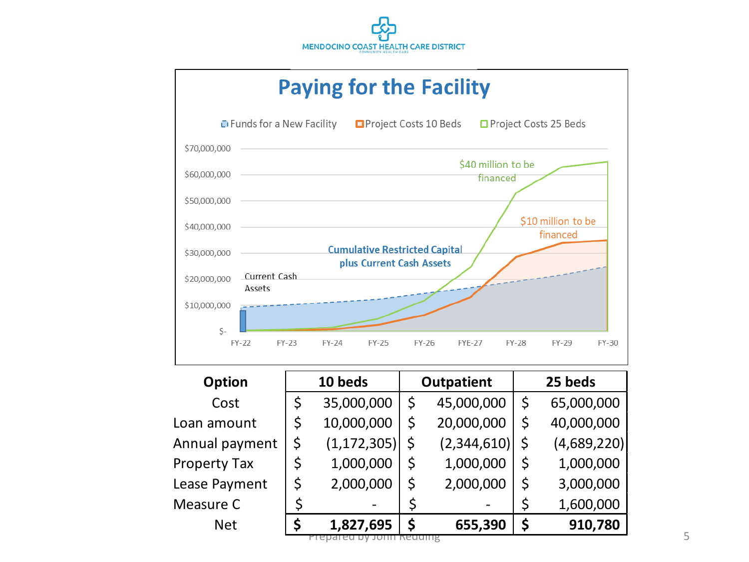MENDOCINO COAST HEALTH CARE DISTRICT

COMMUNITY HEALTH CARE

# Paying for the Facility

Funds for a New Facility | Project Costs 10 Beds | Project Costs 25 Beds

$70,000,000
$60,000,000
$50,000,000
$40,000,000
$30,000,000
$20,000,000
$10,000,000
$-

FY-22 FY-23 FY-24 FY-25 FY-26 FYE-27 FY-28 FY-29 FY-30

$40 million to be financed

$10 million to be financed

Cumulative Restricted Capital plus Current Cash Assets

Current Cash Assets

| Option | 10 beds | Outpatient | 25 beds |
|---|---|---|---|
| Cost | $ 35,000,000 | $ 45,000,000 | $ 65,000,000 |
| Loan amount | $ 10,000,000 | $ 20,000,000 | $ 40,000,000 |
| Annual payment | $ (1,172,305) | $ (2,344,610) | $ (4,689,220) |
| Property Tax | $ 1,000,000 | $ 1,000,000 | $ 1,000,000 |
| Lease Payment | $ 2,000,000 | $ 2,000,000 | $ 3,000,000 |
| Measure C | $ - | $ - | $ 1,600,000 |
| **Net** | **$ 1,827,695** | **$ 655,390** | **$ 910,780** |

Prepared by John Redding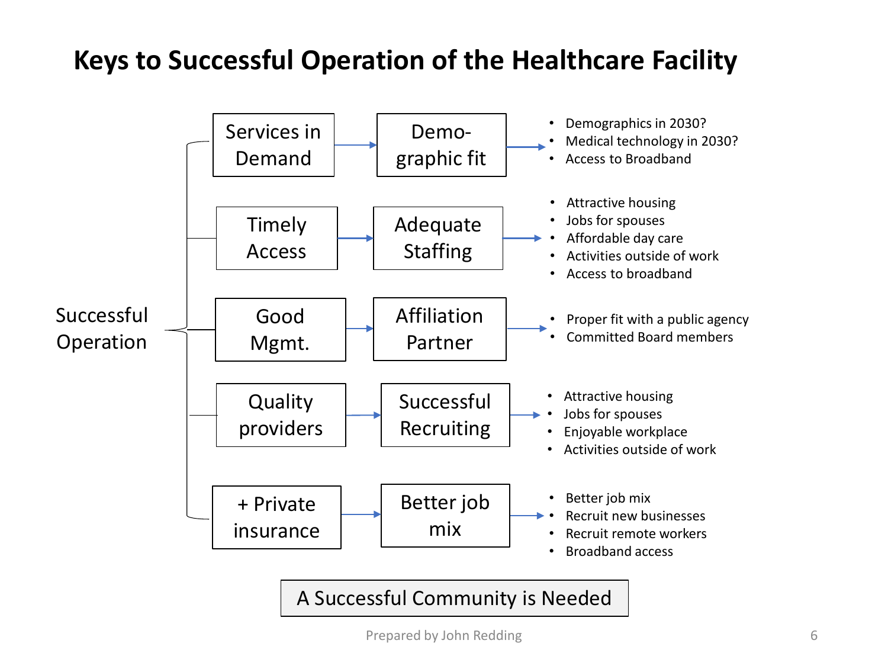# Keys to Successful Operation of the Healthcare Facility

Successful Operation

Services in Demand → Demo-graphic fit →

- Demographics in 2030?
- Medical technology in 2030?
- Access to Broadband

Timely Access → Adequate Staffing →

- Attractive housing
- Jobs for spouses
- Affordable day care
- Activities outside of work
- Access to broadband

Good Mgmt. → Affiliation Partner →

- Proper fit with a public agency
- Committed Board members

Quality providers → Successful Recruiting →

- Attractive housing
- Jobs for spouses
- Enjoyable workplace
- Activities outside of work

+ Private insurance → Better job mix →

- Better job mix
- Recruit new businesses
- Recruit remote workers
- Broadband access

A Successful Community is Needed

Prepared by John Redding